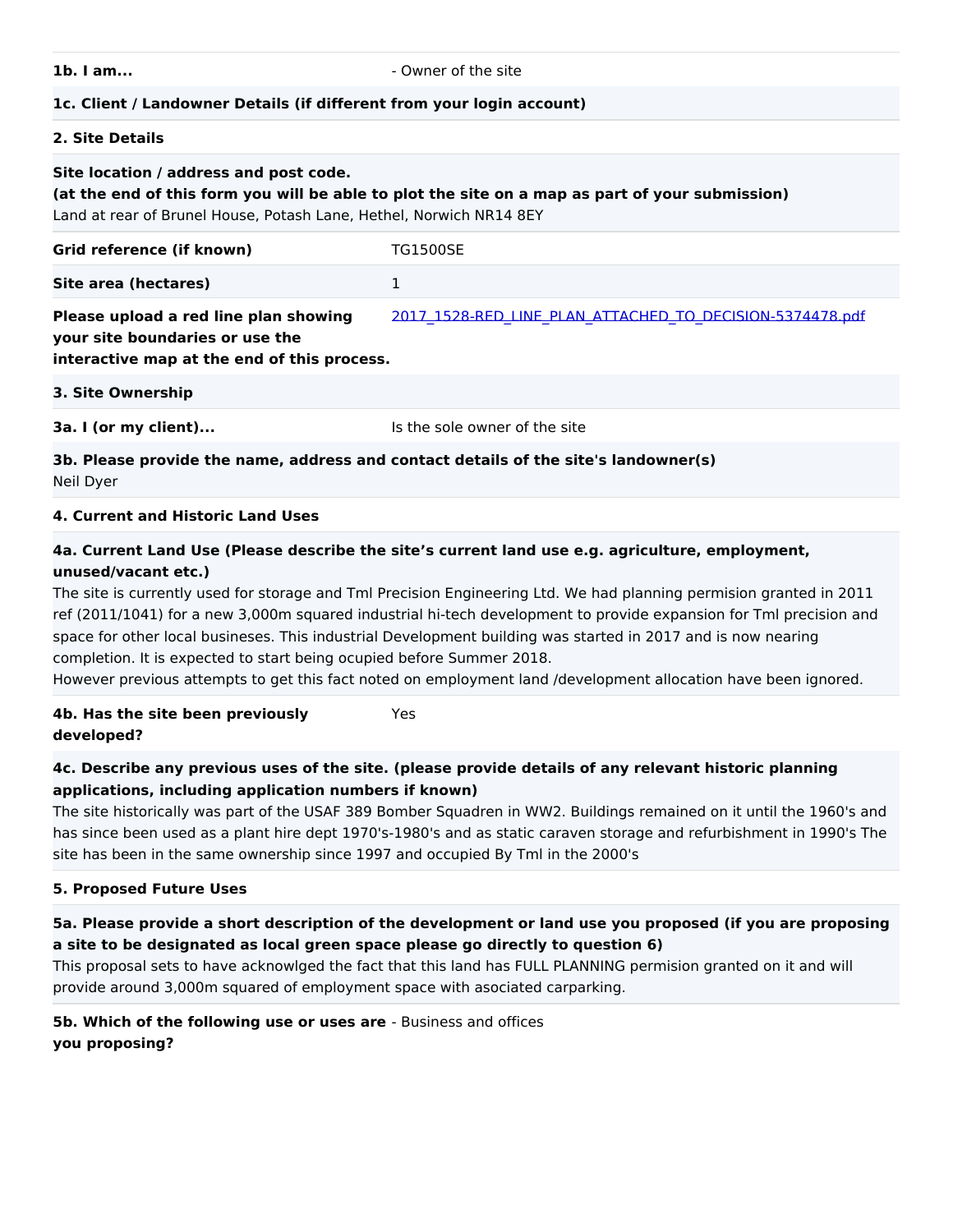**1b. I am...** - Owner of the site

**1c. Client / Landowner Details (if different from your login account)**

**2. Site Details**

**Site location / address and post code.**
**(at the end of this form you will be able to plot the site on a map as part of your submission)**
Land at rear of Brunel House, Potash Lane, Hethel, Norwich NR14 8EY

| | |
|---|---|
| **Grid reference (if known)** | TG1500SE |
| **Site area (hectares)** | 1 |
| **Please upload a red line plan showing your site boundaries or use the interactive map at the end of this process.** | 2017_1528-RED_LINE_PLAN_ATTACHED_TO_DECISION-5374478.pdf |

**3. Site Ownership**

**3a. I (or my client)...** Is the sole owner of the site

**3b. Please provide the name, address and contact details of the site's landowner(s)**
Neil Dyer

**4. Current and Historic Land Uses**

**4a. Current Land Use (Please describe the site's current land use e.g. agriculture, employment, unused/vacant etc.)**
The site is currently used for storage and Tml Precision Engineering Ltd. We had planning permision granted in 2011 ref (2011/1041) for a new 3,000m squared industrial hi-tech development to provide expansion for Tml precision and space for other local busineses. This industrial Development building was started in 2017 and is now nearing completion. It is expected to start being ocupied before Summer 2018.
However previous attempts to get this fact noted on employment land /development allocation have been ignored.

**4b. Has the site been previously developed?** Yes

**4c. Describe any previous uses of the site. (please provide details of any relevant historic planning applications, including application numbers if known)**
The site historically was part of the USAF 389 Bomber Squadren in WW2. Buildings remained on it until the 1960's and has since been used as a plant hire dept 1970's-1980's and as static caraven storage and refurbishment in 1990's The site has been in the same ownership since 1997 and occupied By Tml in the 2000's

**5. Proposed Future Uses**

**5a. Please provide a short description of the development or land use you proposed (if you are proposing a site to be designated as local green space please go directly to question 6)**
This proposal sets to have acknowlged the fact that this land has FULL PLANNING permision granted on it and will provide around 3,000m squared of employment space with asociated carparking.

**5b. Which of the following use or uses are you proposing?** - Business and offices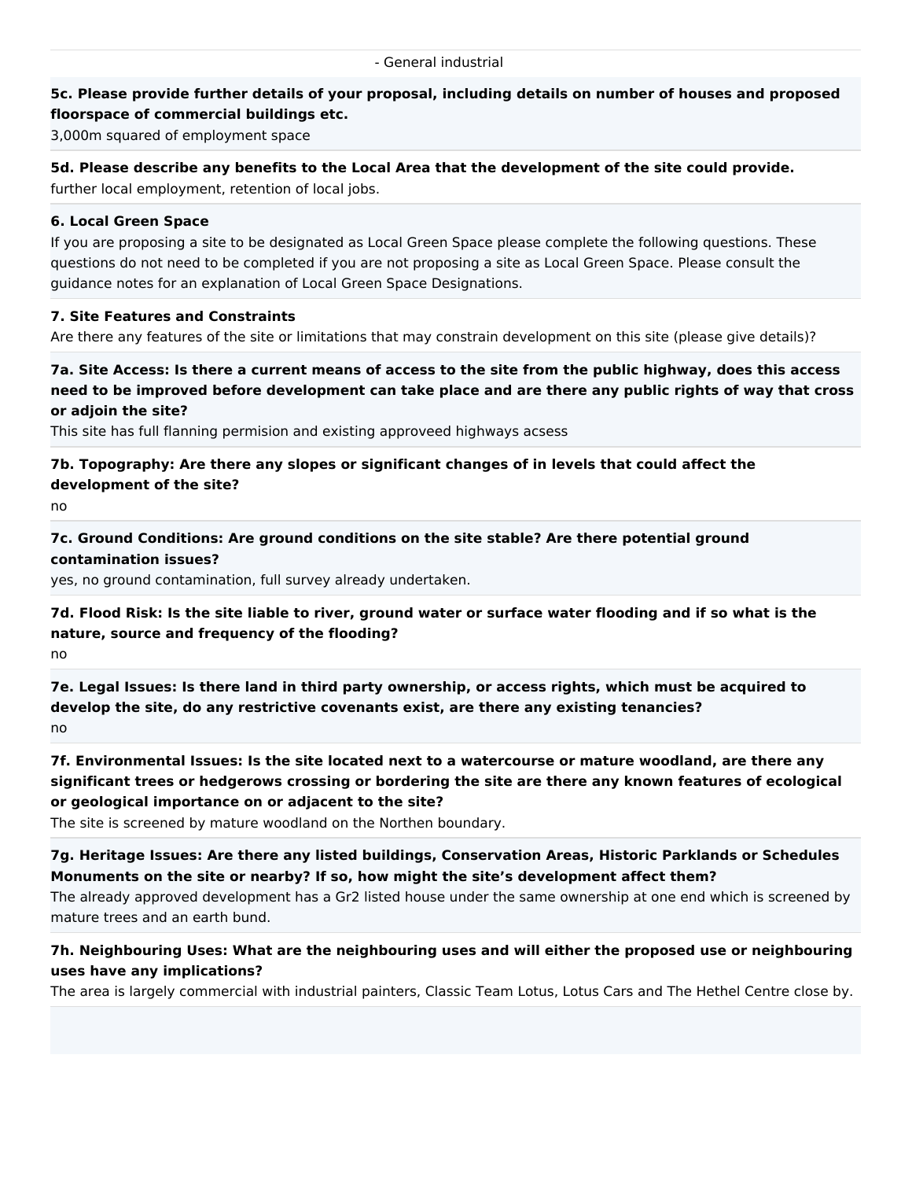- General industrial

**5c. Please provide further details of your proposal, including details on number of houses and proposed floorspace of commercial buildings etc.**

3,000m squared of employment space

**5d. Please describe any benefits to the Local Area that the development of the site could provide.**

further local employment, retention of local jobs.

**6. Local Green Space**

If you are proposing a site to be designated as Local Green Space please complete the following questions. These questions do not need to be completed if you are not proposing a site as Local Green Space. Please consult the guidance notes for an explanation of Local Green Space Designations.

**7. Site Features and Constraints**

Are there any features of the site or limitations that may constrain development on this site (please give details)?

**7a. Site Access: Is there a current means of access to the site from the public highway, does this access need to be improved before development can take place and are there any public rights of way that cross or adjoin the site?**

This site has full flanning permision and existing approveed highways acsess

**7b. Topography: Are there any slopes or significant changes of in levels that could affect the development of the site?**

no

**7c. Ground Conditions: Are ground conditions on the site stable? Are there potential ground contamination issues?**

yes, no ground contamination, full survey already undertaken.

**7d. Flood Risk: Is the site liable to river, ground water or surface water flooding and if so what is the nature, source and frequency of the flooding?**

no

**7e. Legal Issues: Is there land in third party ownership, or access rights, which must be acquired to develop the site, do any restrictive covenants exist, are there any existing tenancies?**

no

**7f. Environmental Issues: Is the site located next to a watercourse or mature woodland, are there any significant trees or hedgerows crossing or bordering the site are there any known features of ecological or geological importance on or adjacent to the site?**

The site is screened by mature woodland on the Northen boundary.

**7g. Heritage Issues: Are there any listed buildings, Conservation Areas, Historic Parklands or Schedules Monuments on the site or nearby? If so, how might the site's development affect them?**

The already approved development has a Gr2 listed house under the same ownership at one end which is screened by mature trees and an earth bund.

**7h. Neighbouring Uses: What are the neighbouring uses and will either the proposed use or neighbouring uses have any implications?**

The area is largely commercial with industrial painters, Classic Team Lotus, Lotus Cars and The Hethel Centre close by.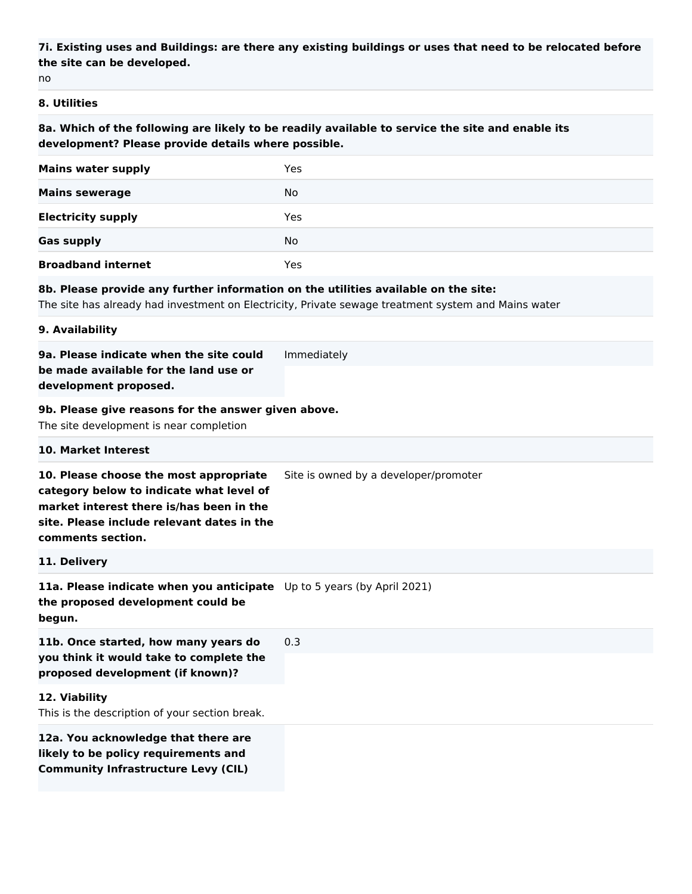**7i. Existing uses and Buildings: are there any existing buildings or uses that need to be relocated before the site can be developed.**

no

## 8. Utilities

**8a. Which of the following are likely to be readily available to service the site and enable its development? Please provide details where possible.**

| | |
|---|---|
| **Mains water supply** | Yes |
| **Mains sewerage** | No |
| **Electricity supply** | Yes |
| **Gas supply** | No |
| **Broadband internet** | Yes |

**8b. Please provide any further information on the utilities available on the site:**

The site has already had investment on Electricity, Private sewage treatment system and Mains water

## 9. Availability

| | |
|---|---|
| **9a. Please indicate when the site could be made available for the land use or development proposed.** | Immediately |

**9b. Please give reasons for the answer given above.**

The site development is near completion

## 10. Market Interest

| | |
|---|---|
| **10. Please choose the most appropriate category below to indicate what level of market interest there is/has been in the site. Please include relevant dates in the comments section.** | Site is owned by a developer/promoter |

## 11. Delivery

| | |
|---|---|
| **11a. Please indicate when you anticipate the proposed development could be begun.** | Up to 5 years (by April 2021) |
| **11b. Once started, how many years do you think it would take to complete the proposed development (if known)?** | 0.3 |

## 12. Viability

This is the description of your section break.

**12a. You acknowledge that there are likely to be policy requirements and Community Infrastructure Levy (CIL)**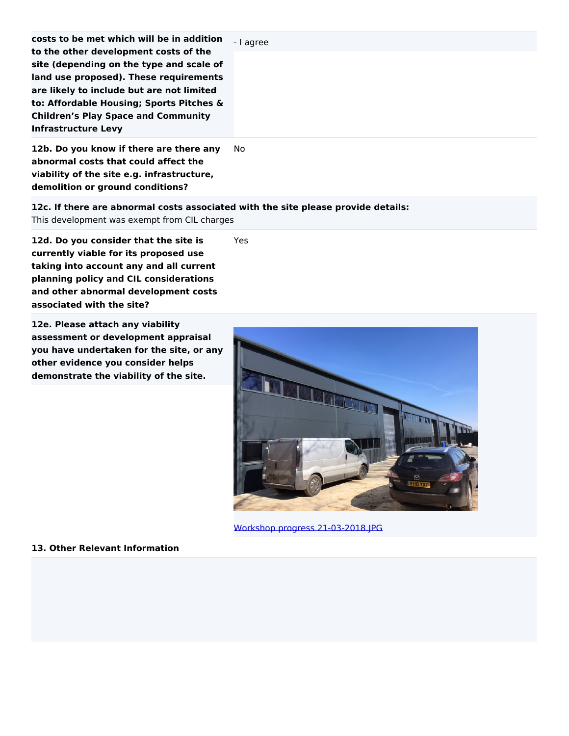| | |
|---|---|
| **costs to be met which will be in addition to the other development costs of the site (depending on the type and scale of land use proposed). These requirements are likely to include but are not limited to: Affordable Housing; Sports Pitches & Children's Play Space and Community Infrastructure Levy** | - I agree |
| **12b. Do you know if there are there any abnormal costs that could affect the viability of the site e.g. infrastructure, demolition or ground conditions?** | No |

**12c. If there are abnormal costs associated with the site please provide details:**
This development was exempt from CIL charges

| | |
|---|---|
| **12d. Do you consider that the site is currently viable for its proposed use taking into account any and all current planning policy and CIL considerations and other abnormal development costs associated with the site?** | Yes |
| **12e. Please attach any viability assessment or development appraisal you have undertaken for the site, or any other evidence you consider helps demonstrate the viability of the site.** | Workshop progress 21-03-2018.JPG |

**13. Other Relevant Information**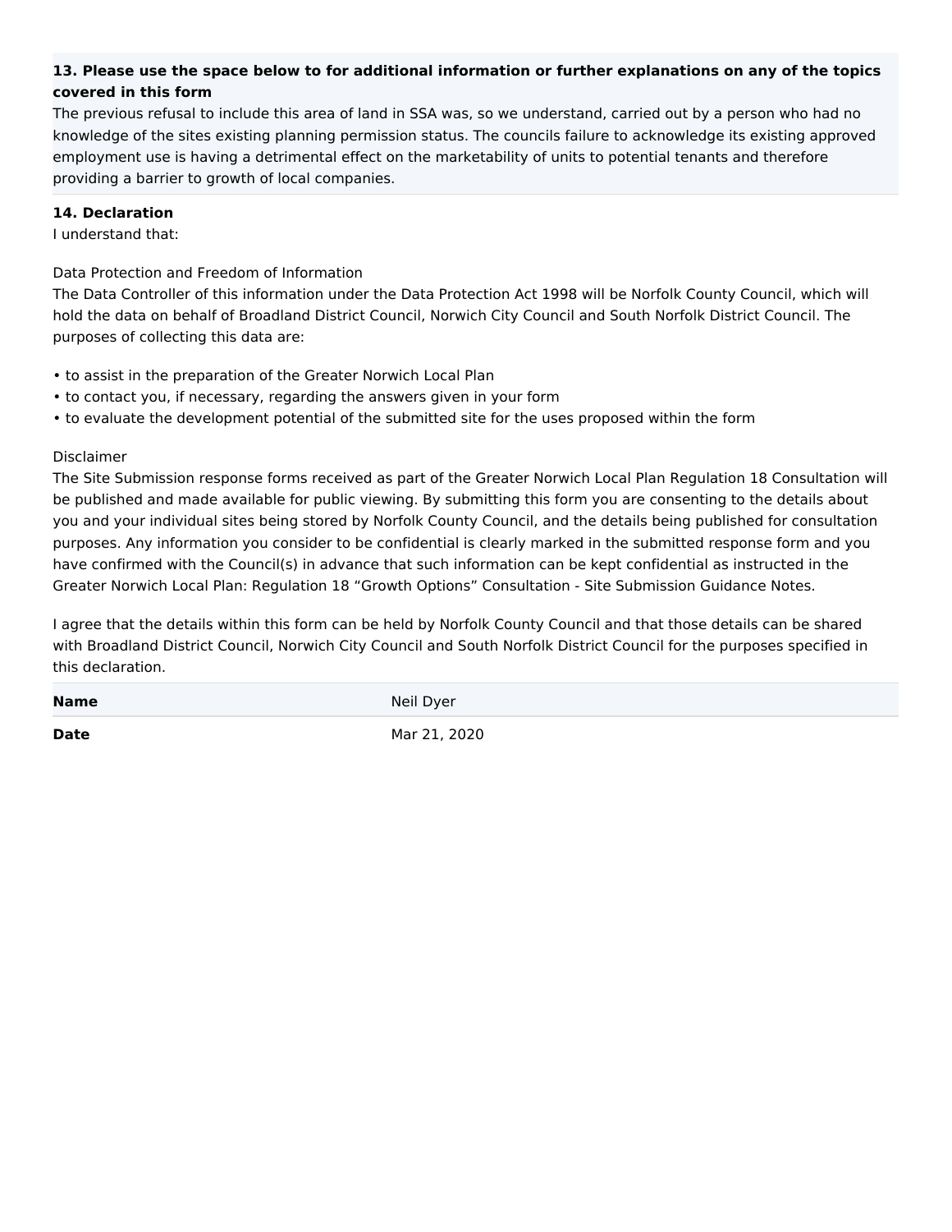**13. Please use the space below to for additional information or further explanations on any of the topics covered in this form**

The previous refusal to include this area of land in SSA was, so we understand, carried out by a person who had no knowledge of the sites existing planning permission status. The councils failure to acknowledge its existing approved employment use is having a detrimental effect on the marketability of units to potential tenants and therefore providing a barrier to growth of local companies.

**14. Declaration**

I understand that:

Data Protection and Freedom of Information

The Data Controller of this information under the Data Protection Act 1998 will be Norfolk County Council, which will hold the data on behalf of Broadland District Council, Norwich City Council and South Norfolk District Council. The purposes of collecting this data are:

- to assist in the preparation of the Greater Norwich Local Plan
- to contact you, if necessary, regarding the answers given in your form
- to evaluate the development potential of the submitted site for the uses proposed within the form

Disclaimer

The Site Submission response forms received as part of the Greater Norwich Local Plan Regulation 18 Consultation will be published and made available for public viewing. By submitting this form you are consenting to the details about you and your individual sites being stored by Norfolk County Council, and the details being published for consultation purposes. Any information you consider to be confidential is clearly marked in the submitted response form and you have confirmed with the Council(s) in advance that such information can be kept confidential as instructed in the Greater Norwich Local Plan: Regulation 18 "Growth Options" Consultation - Site Submission Guidance Notes.

I agree that the details within this form can be held by Norfolk County Council and that those details can be shared with Broadland District Council, Norwich City Council and South Norfolk District Council for the purposes specified in this declaration.

| | |
|---|---|
| **Name** | Neil Dyer |
| **Date** | Mar 21, 2020 |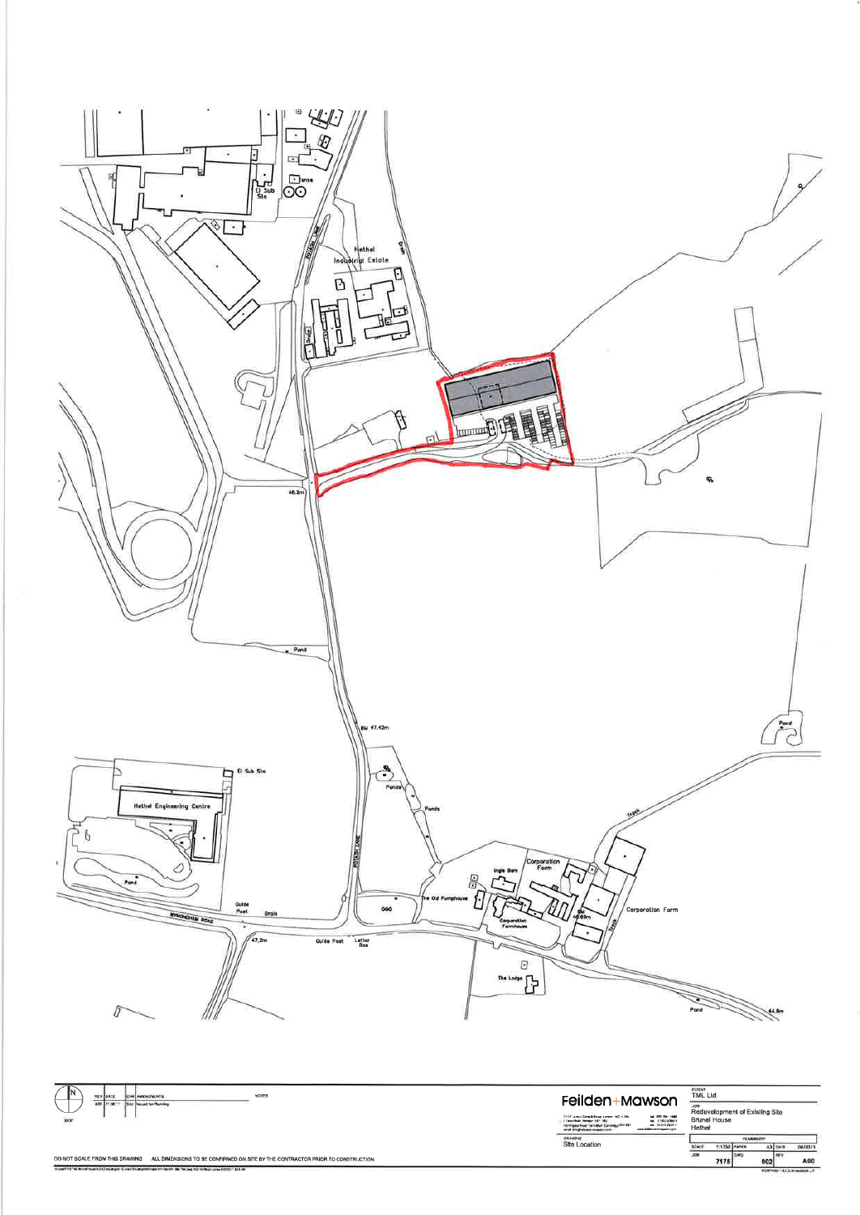Hethel Industrial Estate

El Sub Sta

48.2m

Pond

BM 47.42m

El Sub Sta

Hethel Engineering Centre

Ponds

Ponds

Pond

Guide Post

Drain

WYMONDHAM ROAD

47.2m

Guide Post

Letter Box

Ingle Barn

Corporation Farm

The Old Pumphouse

Corporation Farmhouse

BM 46.69m

Corporation Farm

Track

The Lodge

Pond

44.8m

Pond

POTASH LANE

| REV | DATE | CHK | AMENDMENTS |
| --- | --- | --- | --- |
| A00 | 11.06.1? | | Issued for Planning |

NOTES

Feilden+Mawson

CLIENT
TML Ltd

JOB
Redevelopment of Existing Site
Brunel House
Hethel

DRAWING
Site Location

FEASIBILITY

| SCALE | 1:1250 | PAPER | A3 | DATE | 06/2019 |
| --- | --- | --- | --- | --- | --- |
| JOB | 7175 | DWG | 002 | REV | A00 |

DO NOT SCALE FROM THIS DRAWING. ALL DIMENSIONS TO BE CONFIRMED ON SITE BY THE CONTRACTOR PRIOR TO CONSTRUCTION